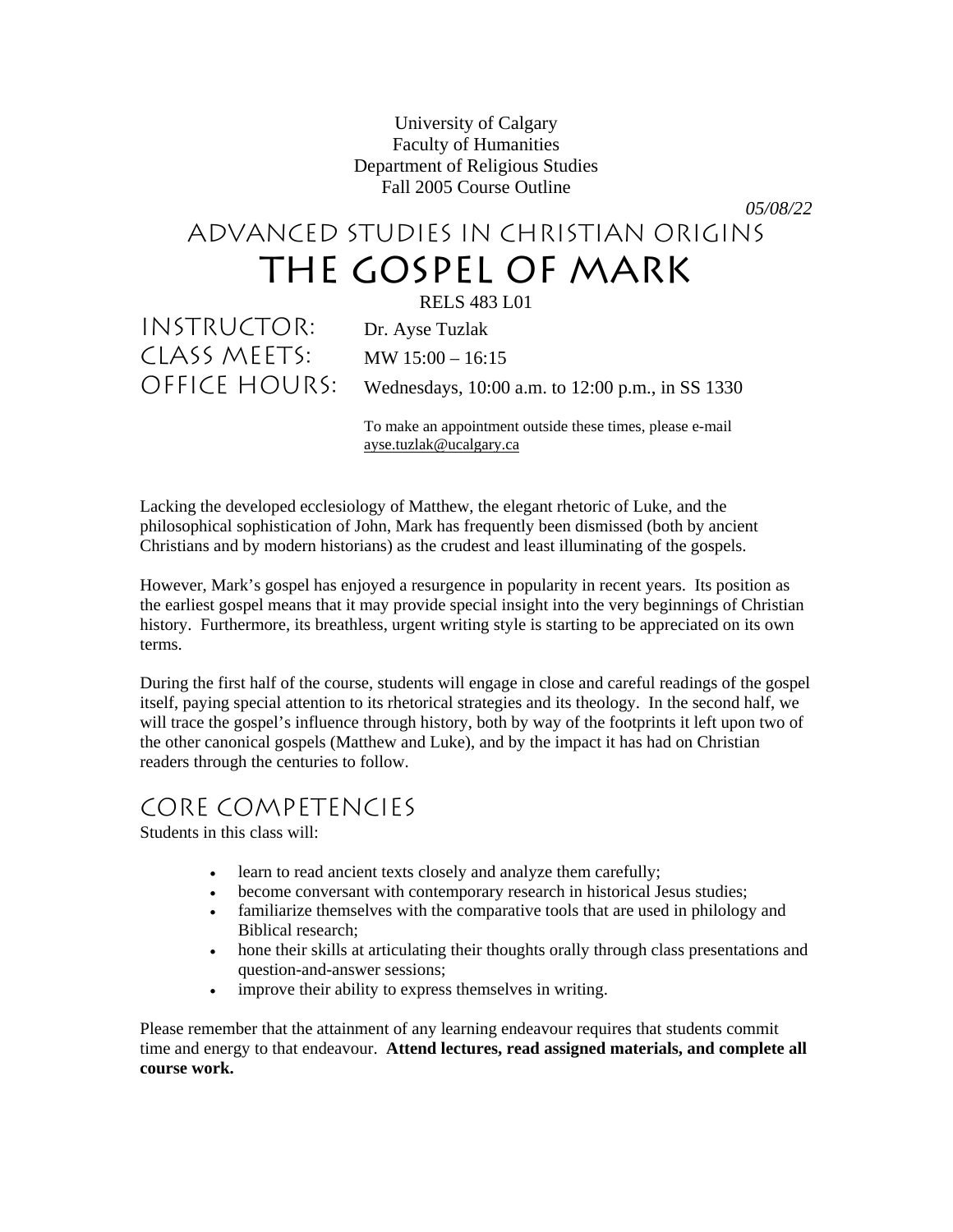University of Calgary
Faculty of Humanities
Department of Religious Studies
Fall 2005 Course Outline

*05/08/22*

# Advanced Studies in Christian Origins
# The Gospel of Mark

RELS 483 L01

**INSTRUCTOR:** Dr. Ayse Tuzlak
**CLASS MEETS:** MW 15:00 – 16:15
**OFFICE HOURS:** Wednesdays, 10:00 a.m. to 12:00 p.m., in SS 1330

To make an appointment outside these times, please e-mail ayse.tuzlak@ucalgary.ca

Lacking the developed ecclesiology of Matthew, the elegant rhetoric of Luke, and the philosophical sophistication of John, Mark has frequently been dismissed (both by ancient Christians and by modern historians) as the crudest and least illuminating of the gospels.

However, Mark's gospel has enjoyed a resurgence in popularity in recent years. Its position as the earliest gospel means that it may provide special insight into the very beginnings of Christian history. Furthermore, its breathless, urgent writing style is starting to be appreciated on its own terms.

During the first half of the course, students will engage in close and careful readings of the gospel itself, paying special attention to its rhetorical strategies and its theology. In the second half, we will trace the gospel's influence through history, both by way of the footprints it left upon two of the other canonical gospels (Matthew and Luke), and by the impact it has had on Christian readers through the centuries to follow.

## Core Competencies

Students in this class will:

- learn to read ancient texts closely and analyze them carefully;
- become conversant with contemporary research in historical Jesus studies;
- familiarize themselves with the comparative tools that are used in philology and Biblical research;
- hone their skills at articulating their thoughts orally through class presentations and question-and-answer sessions;
- improve their ability to express themselves in writing.

Please remember that the attainment of any learning endeavour requires that students commit time and energy to that endeavour. **Attend lectures, read assigned materials, and complete all course work.**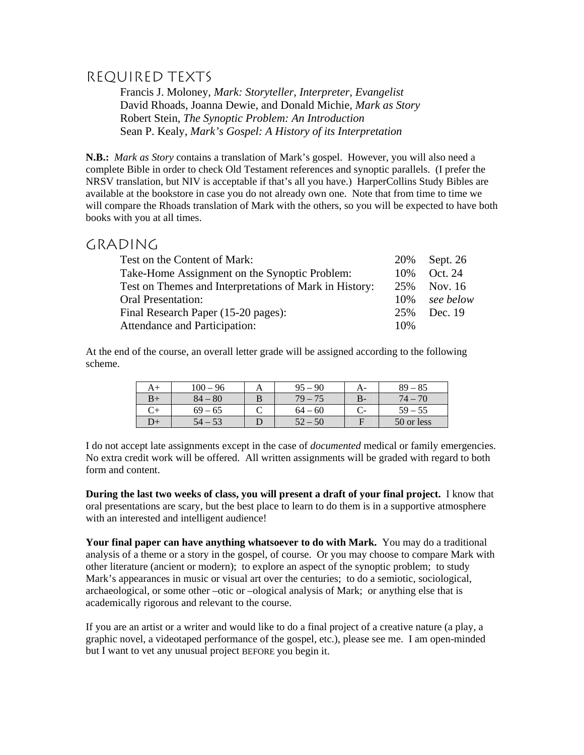## REQUIRED TEXTS

Francis J. Moloney, *Mark: Storyteller, Interpreter, Evangelist*
David Rhoads, Joanna Dewie, and Donald Michie, *Mark as Story*
Robert Stein, *The Synoptic Problem: An Introduction*
Sean P. Kealy, *Mark's Gospel: A History of its Interpretation*

**N.B.:** *Mark as Story* contains a translation of Mark's gospel. However, you will also need a complete Bible in order to check Old Testament references and synoptic parallels. (I prefer the NRSV translation, but NIV is acceptable if that's all you have.) HarperCollins Study Bibles are available at the bookstore in case you do not already own one. Note that from time to time we will compare the Rhoads translation of Mark with the others, so you will be expected to have both books with you at all times.

## GRADING

| | | |
|---|---|---|
| Test on the Content of Mark: | 20% | Sept. 26 |
| Take-Home Assignment on the Synoptic Problem: | 10% | Oct. 24 |
| Test on Themes and Interpretations of Mark in History: | 25% | Nov. 16 |
| Oral Presentation: | 10% | *see below* |
| Final Research Paper (15-20 pages): | 25% | Dec. 19 |
| Attendance and Participation: | 10% | |

At the end of the course, an overall letter grade will be assigned according to the following scheme.

| | | | | | |
|---|---|---|---|---|---|
| A+ | 100 – 96 | A | 95 – 90 | A- | 89 – 85 |
| B+ | 84 – 80 | B | 79 – 75 | B- | 74 – 70 |
| C+ | 69 – 65 | C | 64 – 60 | C- | 59 – 55 |
| D+ | 54 – 53 | D | 52 – 50 | F | 50 or less |

I do not accept late assignments except in the case of *documented* medical or family emergencies. No extra credit work will be offered. All written assignments will be graded with regard to both form and content.

**During the last two weeks of class, you will present a draft of your final project.** I know that oral presentations are scary, but the best place to learn to do them is in a supportive atmosphere with an interested and intelligent audience!

**Your final paper can have anything whatsoever to do with Mark.** You may do a traditional analysis of a theme or a story in the gospel, of course. Or you may choose to compare Mark with other literature (ancient or modern); to explore an aspect of the synoptic problem; to study Mark's appearances in music or visual art over the centuries; to do a semiotic, sociological, archaeological, or some other –otic or –ological analysis of Mark; or anything else that is academically rigorous and relevant to the course.

If you are an artist or a writer and would like to do a final project of a creative nature (a play, a graphic novel, a videotaped performance of the gospel, etc.), please see me. I am open-minded but I want to vet any unusual project BEFORE you begin it.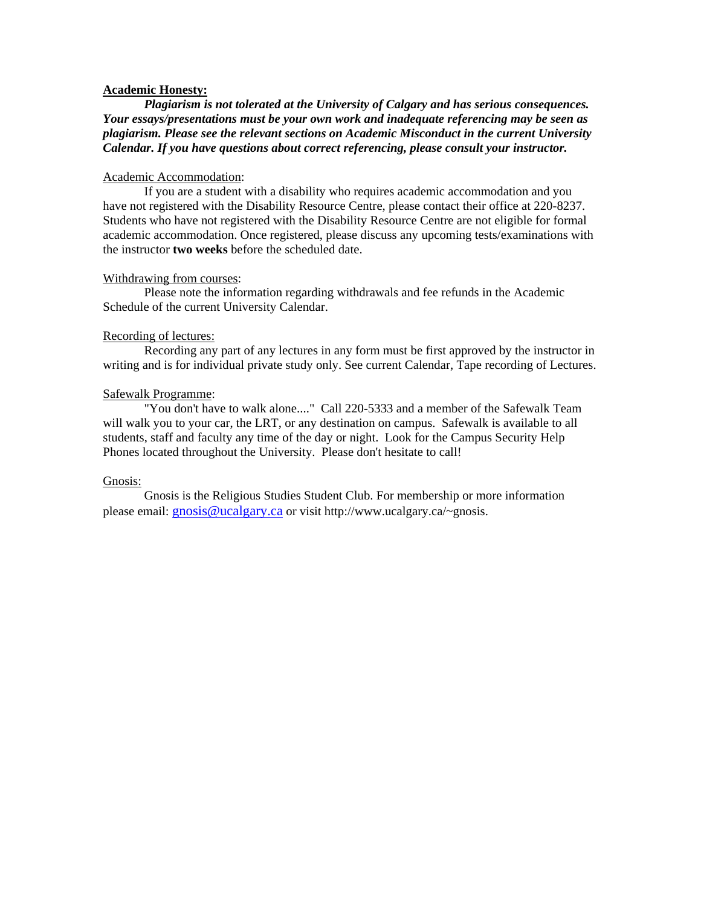**Academic Honesty:**

***Plagiarism is not tolerated at the University of Calgary and has serious consequences. Your essays/presentations must be your own work and inadequate referencing may be seen as plagiarism. Please see the relevant sections on Academic Misconduct in the current University Calendar. If you have questions about correct referencing, please consult your instructor.***

Academic Accommodation:

If you are a student with a disability who requires academic accommodation and you have not registered with the Disability Resource Centre, please contact their office at 220-8237. Students who have not registered with the Disability Resource Centre are not eligible for formal academic accommodation. Once registered, please discuss any upcoming tests/examinations with the instructor **two weeks** before the scheduled date.

Withdrawing from courses:

Please note the information regarding withdrawals and fee refunds in the Academic Schedule of the current University Calendar.

Recording of lectures:

Recording any part of any lectures in any form must be first approved by the instructor in writing and is for individual private study only. See current Calendar, Tape recording of Lectures.

Safewalk Programme:

"You don't have to walk alone...." Call 220-5333 and a member of the Safewalk Team will walk you to your car, the LRT, or any destination on campus. Safewalk is available to all students, staff and faculty any time of the day or night. Look for the Campus Security Help Phones located throughout the University. Please don't hesitate to call!

Gnosis:

Gnosis is the Religious Studies Student Club. For membership or more information please email: gnosis@ucalgary.ca or visit http://www.ucalgary.ca/~gnosis.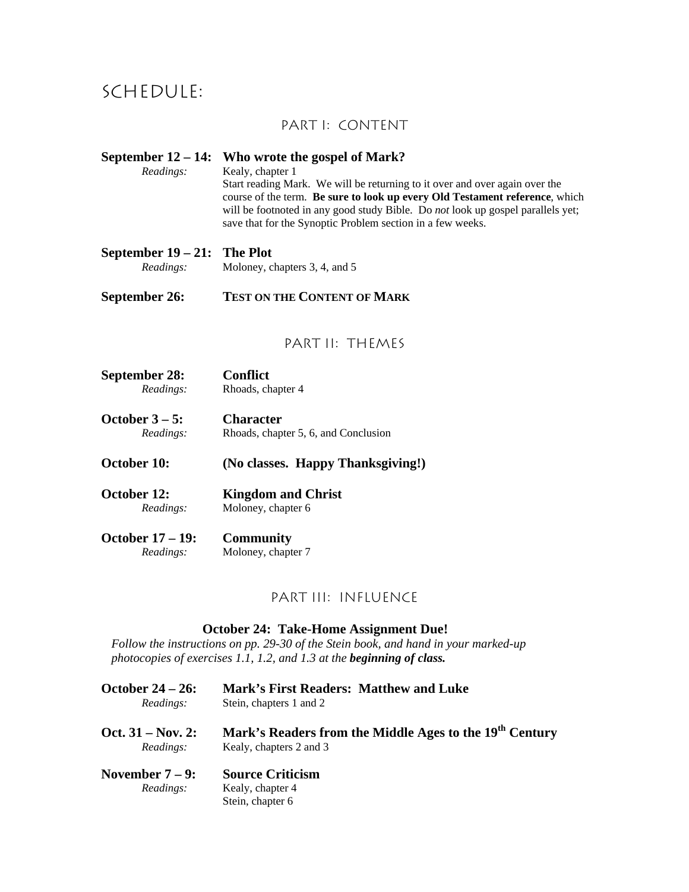# SCHEDULE:

## PART I: CONTENT

**September 12 – 14: Who wrote the gospel of Mark?**

*Readings:* Kealy, chapter 1

Start reading Mark. We will be returning to it over and over again over the course of the term. **Be sure to look up every Old Testament reference**, which will be footnoted in any good study Bible. Do *not* look up gospel parallels yet; save that for the Synoptic Problem section in a few weeks.

**September 19 – 21: The Plot**

*Readings:* Moloney, chapters 3, 4, and 5

**September 26: TEST ON THE CONTENT OF MARK**

## PART II: THEMES

**September 28: Conflict**

*Readings:* Rhoads, chapter 4

**October 3 – 5: Character**

*Readings:* Rhoads, chapter 5, 6, and Conclusion

**October 10: (No classes. Happy Thanksgiving!)**

**October 12: Kingdom and Christ**

*Readings:* Moloney, chapter 6

**October 17 – 19: Community**

*Readings:* Moloney, chapter 7

## PART III: INFLUENCE

**October 24: Take-Home Assignment Due!**

*Follow the instructions on pp. 29-30 of the Stein book, and hand in your marked-up photocopies of exercises 1.1, 1.2, and 1.3 at the **beginning of class.***

**October 24 – 26: Mark's First Readers: Matthew and Luke**

*Readings:* Stein, chapters 1 and 2

**Oct. 31 – Nov. 2: Mark's Readers from the Middle Ages to the 19th Century**

*Readings:* Kealy, chapters 2 and 3

**November 7 – 9: Source Criticism**

*Readings:* Kealy, chapter 4
Stein, chapter 6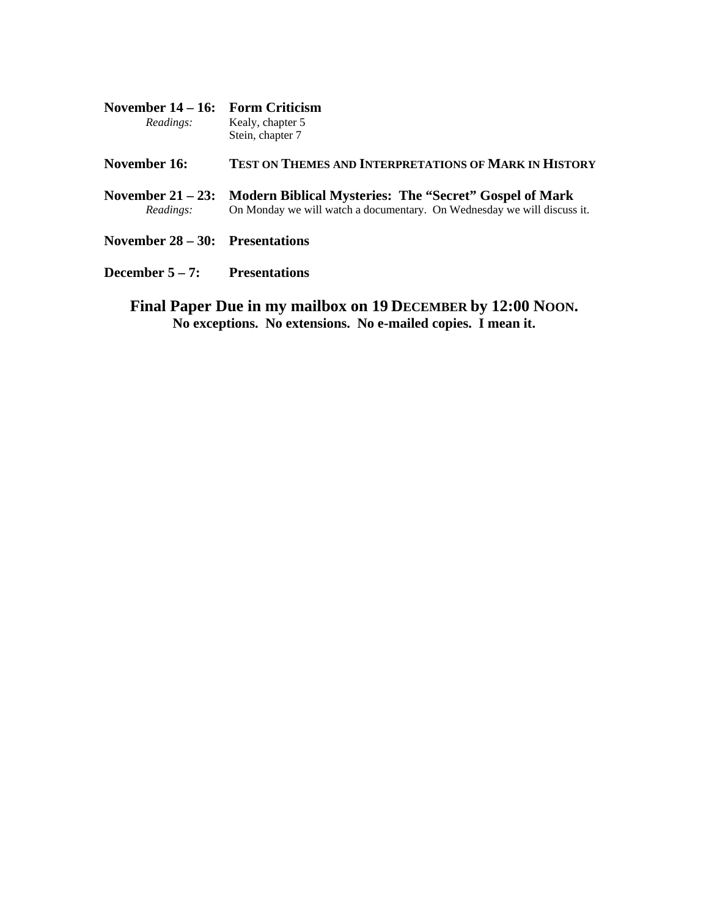**November 14 – 16:** **Form Criticism**
*Readings:* Kealy, chapter 5
Stein, chapter 7

**November 16:** **TEST ON THEMES AND INTERPRETATIONS OF MARK IN HISTORY**

**November 21 – 23:** **Modern Biblical Mysteries: The "Secret" Gospel of Mark**
*Readings:* On Monday we will watch a documentary. On Wednesday we will discuss it.

**November 28 – 30:** **Presentations**

**December 5 – 7:** **Presentations**

**Final Paper Due in my mailbox on 19 DECEMBER by 12:00 NOON.**
**No exceptions. No extensions. No e-mailed copies. I mean it.**